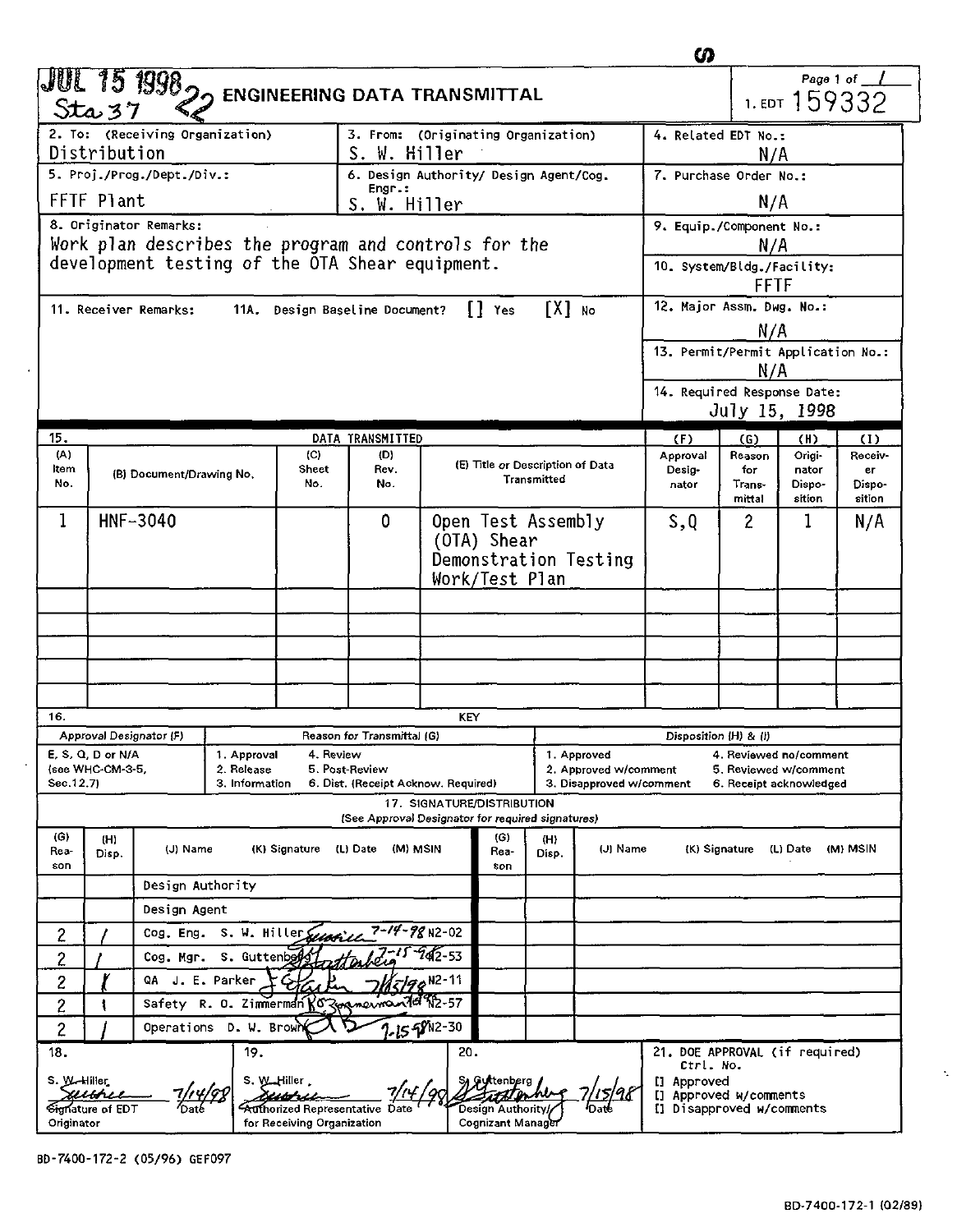JUL 15 1998 Sta 37 22

# ENGINEERING DATA TRANSMITTAL

Page 1 of 1

1. EDT 159332

| 2. To: (Receiving Organization) | 3. From: (Originating Organization) | 4. Related EDT No.: |
|---|---|---|
| Distribution | S. W. Hiller | N/A |
| 5. Proj./Prog./Dept./Div.: | 6. Design Authority/ Design Agent/Cog. Engr.: | 7. Purchase Order No.: |
| FFTF Plant | S. W. Hiller | N/A |

8. Originator Remarks:
Work plan describes the program and controls for the development testing of the OTA Shear equipment.

9. Equip./Component No.: N/A

10. System/Bldg./Facility: FFTF

11. Receiver Remarks: 11A. Design Baseline Document? [] Yes [X] No

12. Major Assm. Dwg. No.: N/A

13. Permit/Permit Application No.: N/A

14. Required Response Date: July 15, 1998

15. DATA TRANSMITTED

| (A) Item No. | (B) Document/Drawing No. | (C) Sheet No. | (D) Rev. No. | (E) Title or Description of Data Transmitted | (F) Approval Designator | (G) Reason for Transmittal | (H) Originator Disposition | (I) Receiver Disposition |
|---|---|---|---|---|---|---|---|---|
| 1 | HNF-3040 | | 0 | Open Test Assembly (OTA) Shear Demonstration Testing Work/Test Plan | S,Q | 2 | 1 | N/A |

16. KEY

| Approval Designator (F) | Reason for Transmittal (G) | Disposition (H) & (I) |
|---|---|---|
| E, S, Q, D or N/A (see WHC-CM-3-5, Sec.12.7) | 1. Approval 2. Release 3. Information 4. Review 5. Post-Review 6. Dist. (Receipt Acknow. Required) | 1. Approved 2. Approved w/comment 3. Disapproved w/comment 4. Reviewed no/comment 5. Reviewed w/comment 6. Receipt acknowledged |

17. SIGNATURE/DISTRIBUTION (See Approval Designator for required signatures)

| (G) Reason | (H) Disp. | (J) Name | (K) Signature | (L) Date | (M) MSIN |
|---|---|---|---|---|---|
| | | Design Authority | | | |
| | | Design Agent | | | |
| 2 | 1 | Cog. Eng. S. W. Hiller | [signature] | 7-14-98 | N2-02 |
| 2 | 1 | Cog. Mgr. S. Guttenberg | [signature] | 7-15-98 | N2-53 |
| 2 | 1 | QA J. E. Parker | [signature] | 7/15/98 | N2-11 |
| 2 | 1 | Safety R. O. Zimmerman | [signature] | 7/15/98 | N2-57 |
| 2 | 1 | Operations D. W. Brown | [signature] | 7-15-98 | N2-30 |

18. S. W. Hiller [signature] 7/14/98 — Signature of EDT Originator, Date

19. S. W. Hiller [signature] 7/14/98 — Authorized Representative for Receiving Organization, Date

20. S. Guttenberg [signature] 7/15/98 — Design Authority/Cognizant Manager, Date

21. DOE APPROVAL (if required)
Ctrl. No.
[] Approved
[] Approved w/comments
[] Disapproved w/comments

BD-7400-172-2 (05/96) GEF097

BD-7400-172-1 (02/89)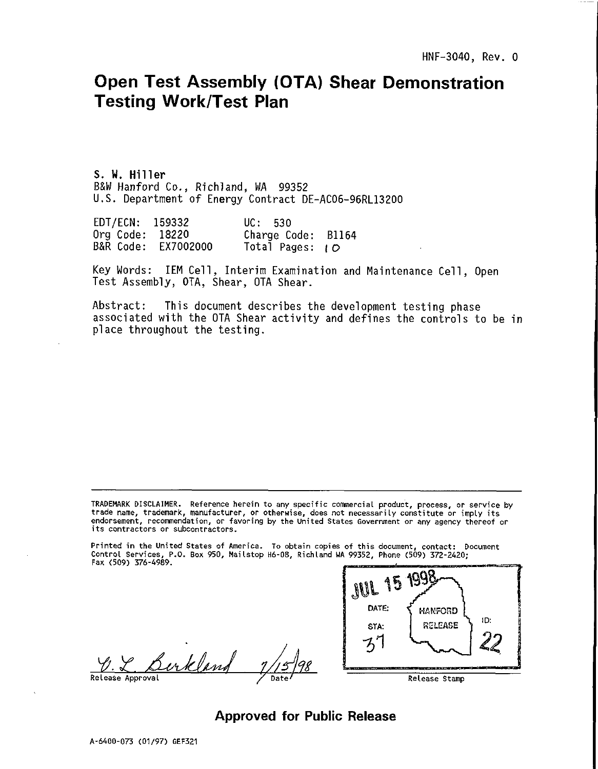HNF-3040, Rev. 0

# Open Test Assembly (OTA) Shear Demonstration Testing Work/Test Plan

**S. W. Hiller**
B&W Hanford Co., Richland, WA 99352
U.S. Department of Energy Contract DE-AC06-96RL13200

| | |
|---|---|
| EDT/ECN: 159332 | UC: 530 |
| Org Code: 18220 | Charge Code: B1164 |
| B&R Code: EX7002000 | Total Pages: 10 |

Key Words: IEM Cell, Interim Examination and Maintenance Cell, Open Test Assembly, OTA, Shear, OTA Shear.

Abstract: This document describes the development testing phase associated with the OTA Shear activity and defines the controls to be in place throughout the testing.

---

TRADEMARK DISCLAIMER. Reference herein to any specific commercial product, process, or service by trade name, trademark, manufacturer, or otherwise, does not necessarily constitute or imply its endorsement, recommendation, or favoring by the United States Government or any agency thereof or its contractors or subcontractors.

Printed in the United States of America. To obtain copies of this document, contact: Document Control Services, P.O. Box 950, Mailstop H6-08, Richland WA 99352, Phone (509) 372-2420; Fax (509) 376-4989.

V. L. Birkland 7/15/98
Release Approval Date

JUL 15 1998
DATE: HANFORD RELEASE
STA: 31 ID: 22
Release Stamp

**Approved for Public Release**

A-6400-073 (01/97) GEF321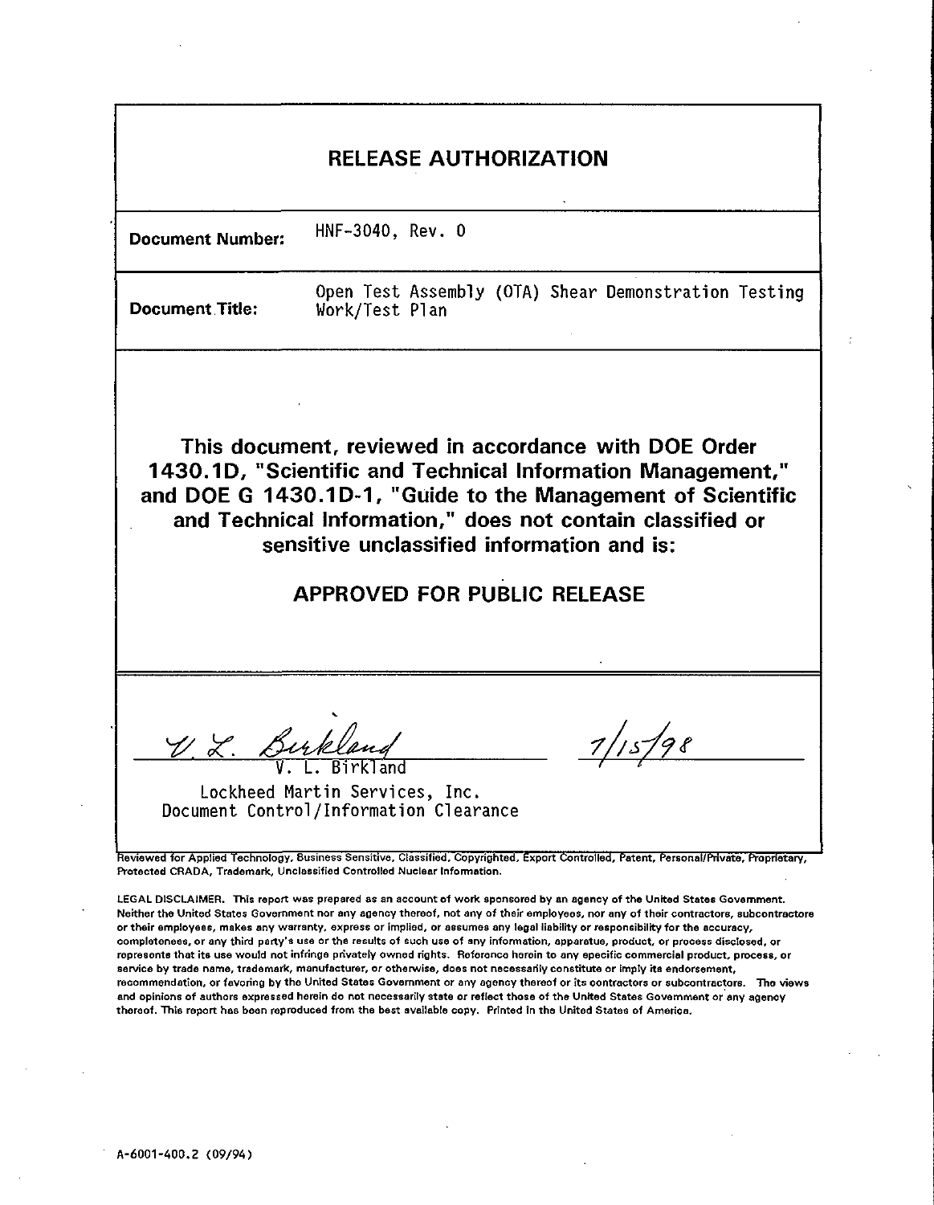# RELEASE AUTHORIZATION

| | |
|---|---|
| **Document Number:** | HNF-3040, Rev. 0 |
| **Document Title:** | Open Test Assembly (OTA) Shear Demonstration Testing Work/Test Plan |

**This document, reviewed in accordance with DOE Order 1430.1D, "Scientific and Technical Information Management," and DOE G 1430.1D-1, "Guide to the Management of Scientific and Technical Information," does not contain classified or sensitive unclassified information and is:**

## APPROVED FOR PUBLIC RELEASE

V. L. Birkland 7/15/98

V. L. Birkland
Lockheed Martin Services, Inc.
Document Control/Information Clearance

Reviewed for Applied Technology, Business Sensitive, Classified, Copyrighted, Export Controlled, Patent, Personal/Private, Proprietary, Protected CRADA, Trademark, Unclassified Controlled Nuclear Information.

LEGAL DISCLAIMER. This report was prepared as an account of work sponsored by an agency of the United States Government. Neither the United States Government nor any agency thereof, not any of their employees, nor any of their contractors, subcontractors or their employees, makes any warranty, express or implied, or assumes any legal liability or responsibility for the accuracy, completeness, or any third party's use or the results of such use of any information, apparatus, product, or process disclosed, or represents that its use would not infringe privately owned rights. Reference herein to any specific commercial product, process, or service by trade name, trademark, manufacturer, or otherwise, does not necessarily constitute or imply its endorsement, recommendation, or favoring by the United States Government or any agency thereof or its contractors or subcontractors. The views and opinions of authors expressed herein do not necessarily state or reflect those of the United States Government or any agency thereof. This report has been reproduced from the best available copy. Printed in the United States of America.

A-6001-400.2 (09/94)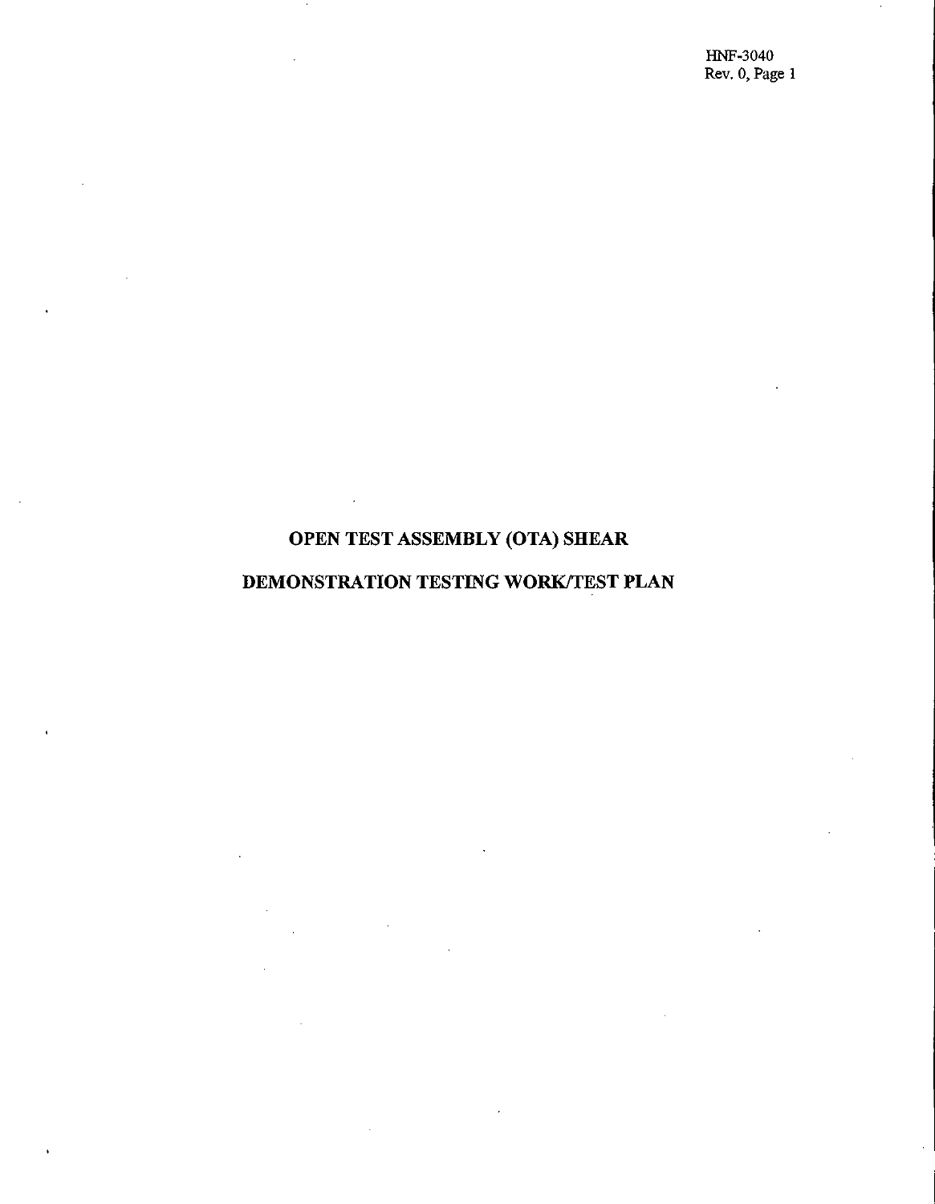# OPEN TEST ASSEMBLY (OTA) SHEAR

# DEMONSTRATION TESTING WORK/TEST PLAN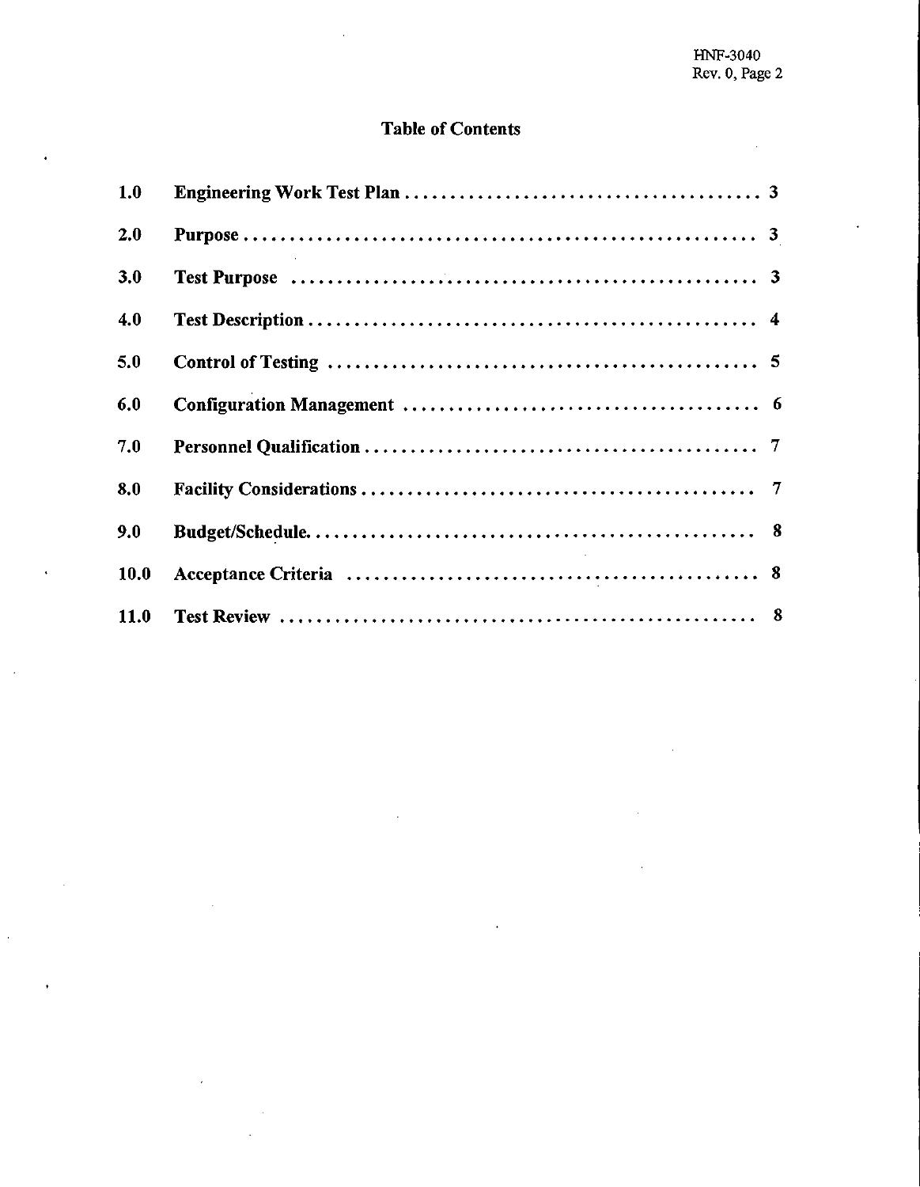# Table of Contents

| | | |
|---|---|---|
| 1.0 | Engineering Work Test Plan | 3 |
| 2.0 | Purpose | 3 |
| 3.0 | Test Purpose | 3 |
| 4.0 | Test Description | 4 |
| 5.0 | Control of Testing | 5 |
| 6.0 | Configuration Management | 6 |
| 7.0 | Personnel Qualification | 7 |
| 8.0 | Facility Considerations | 7 |
| 9.0 | Budget/Schedule | 8 |
| 10.0 | Acceptance Criteria | 8 |
| 11.0 | Test Review | 8 |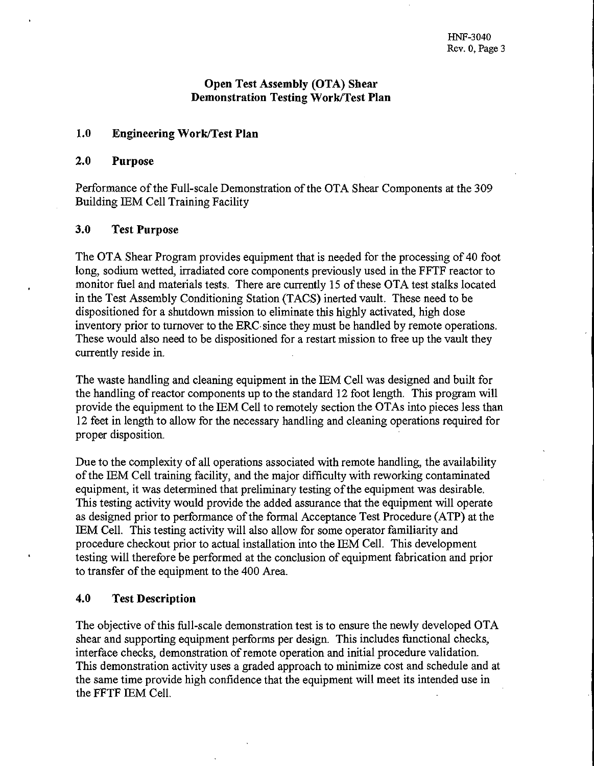## Open Test Assembly (OTA) Shear Demonstration Testing Work/Test Plan

### 1.0 Engineering Work/Test Plan

### 2.0 Purpose

Performance of the Full-scale Demonstration of the OTA Shear Components at the 309 Building IEM Cell Training Facility

### 3.0 Test Purpose

The OTA Shear Program provides equipment that is needed for the processing of 40 foot long, sodium wetted, irradiated core components previously used in the FFTF reactor to monitor fuel and materials tests. There are currently 15 of these OTA test stalks located in the Test Assembly Conditioning Station (TACS) inerted vault. These need to be dispositioned for a shutdown mission to eliminate this highly activated, high dose inventory prior to turnover to the ERC since they must be handled by remote operations. These would also need to be dispositioned for a restart mission to free up the vault they currently reside in.

The waste handling and cleaning equipment in the IEM Cell was designed and built for the handling of reactor components up to the standard 12 foot length. This program will provide the equipment to the IEM Cell to remotely section the OTAs into pieces less than 12 feet in length to allow for the necessary handling and cleaning operations required for proper disposition.

Due to the complexity of all operations associated with remote handling, the availability of the IEM Cell training facility, and the major difficulty with reworking contaminated equipment, it was determined that preliminary testing of the equipment was desirable. This testing activity would provide the added assurance that the equipment will operate as designed prior to performance of the formal Acceptance Test Procedure (ATP) at the IEM Cell. This testing activity will also allow for some operator familiarity and procedure checkout prior to actual installation into the IEM Cell. This development testing will therefore be performed at the conclusion of equipment fabrication and prior to transfer of the equipment to the 400 Area.

### 4.0 Test Description

The objective of this full-scale demonstration test is to ensure the newly developed OTA shear and supporting equipment performs per design. This includes functional checks, interface checks, demonstration of remote operation and initial procedure validation. This demonstration activity uses a graded approach to minimize cost and schedule and at the same time provide high confidence that the equipment will meet its intended use in the FFTF IEM Cell.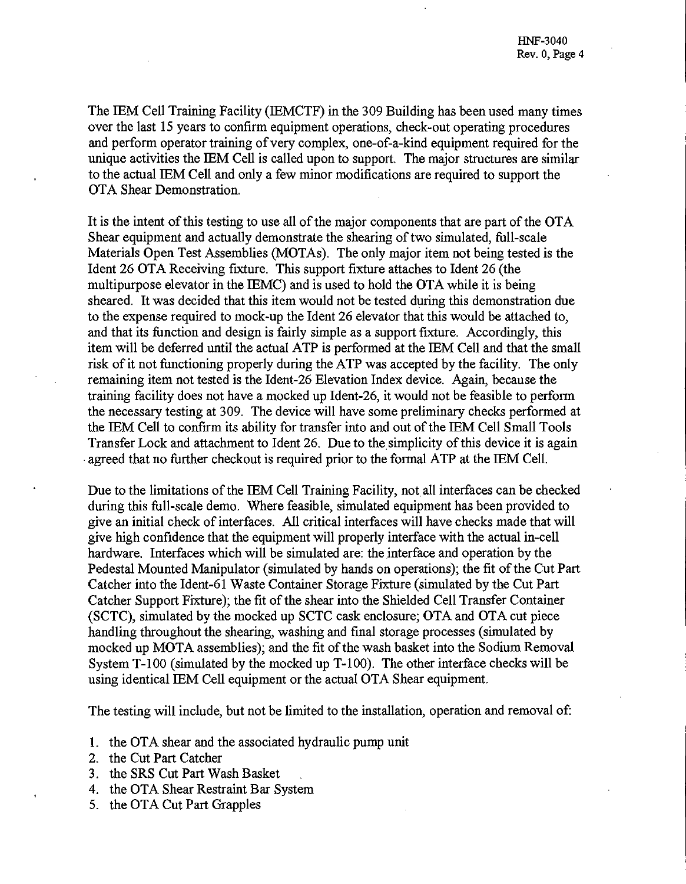The IEM Cell Training Facility (IEMCTF) in the 309 Building has been used many times over the last 15 years to confirm equipment operations, check-out operating procedures and perform operator training of very complex, one-of-a-kind equipment required for the unique activities the IEM Cell is called upon to support. The major structures are similar to the actual IEM Cell and only a few minor modifications are required to support the OTA Shear Demonstration.

It is the intent of this testing to use all of the major components that are part of the OTA Shear equipment and actually demonstrate the shearing of two simulated, full-scale Materials Open Test Assemblies (MOTAs). The only major item not being tested is the Ident 26 OTA Receiving fixture. This support fixture attaches to Ident 26 (the multipurpose elevator in the IEMC) and is used to hold the OTA while it is being sheared. It was decided that this item would not be tested during this demonstration due to the expense required to mock-up the Ident 26 elevator that this would be attached to, and that its function and design is fairly simple as a support fixture. Accordingly, this item will be deferred until the actual ATP is performed at the IEM Cell and that the small risk of it not functioning properly during the ATP was accepted by the facility. The only remaining item not tested is the Ident-26 Elevation Index device. Again, because the training facility does not have a mocked up Ident-26, it would not be feasible to perform the necessary testing at 309. The device will have some preliminary checks performed at the IEM Cell to confirm its ability for transfer into and out of the IEM Cell Small Tools Transfer Lock and attachment to Ident 26. Due to the simplicity of this device it is again agreed that no further checkout is required prior to the formal ATP at the IEM Cell.

Due to the limitations of the IEM Cell Training Facility, not all interfaces can be checked during this full-scale demo. Where feasible, simulated equipment has been provided to give an initial check of interfaces. All critical interfaces will have checks made that will give high confidence that the equipment will properly interface with the actual in-cell hardware. Interfaces which will be simulated are: the interface and operation by the Pedestal Mounted Manipulator (simulated by hands on operations); the fit of the Cut Part Catcher into the Ident-61 Waste Container Storage Fixture (simulated by the Cut Part Catcher Support Fixture); the fit of the shear into the Shielded Cell Transfer Container (SCTC), simulated by the mocked up SCTC cask enclosure; OTA and OTA cut piece handling throughout the shearing, washing and final storage processes (simulated by mocked up MOTA assemblies); and the fit of the wash basket into the Sodium Removal System T-100 (simulated by the mocked up T-100). The other interface checks will be using identical IEM Cell equipment or the actual OTA Shear equipment.

The testing will include, but not be limited to the installation, operation and removal of:

1. the OTA shear and the associated hydraulic pump unit
2. the Cut Part Catcher
3. the SRS Cut Part Wash Basket
4. the OTA Shear Restraint Bar System
5. the OTA Cut Part Grapples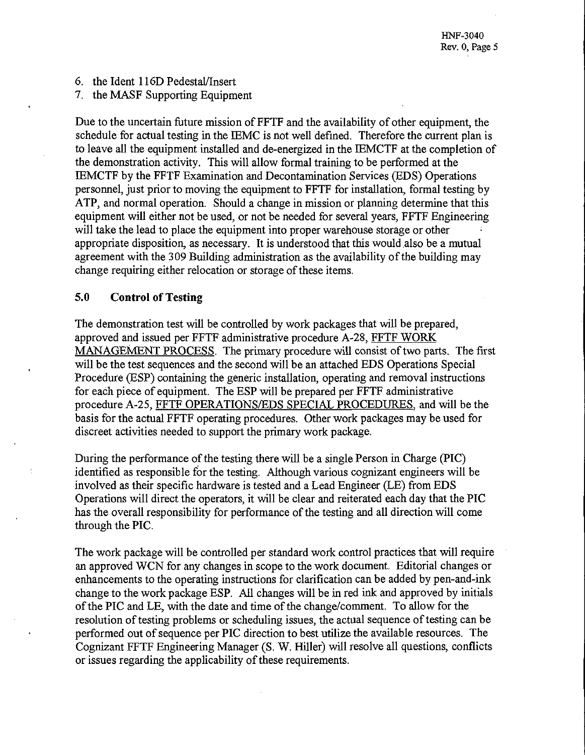6. the Ident 116D Pedestal/Insert
7. the MASF Supporting Equipment

Due to the uncertain future mission of FFTF and the availability of other equipment, the schedule for actual testing in the IEMC is not well defined. Therefore the current plan is to leave all the equipment installed and de-energized in the IEMCTF at the completion of the demonstration activity. This will allow formal training to be performed at the IEMCTF by the FFTF Examination and Decontamination Services (EDS) Operations personnel, just prior to moving the equipment to FFTF for installation, formal testing by ATP, and normal operation. Should a change in mission or planning determine that this equipment will either not be used, or not be needed for several years, FFTF Engineering will take the lead to place the equipment into proper warehouse storage or other appropriate disposition, as necessary. It is understood that this would also be a mutual agreement with the 309 Building administration as the availability of the building may change requiring either relocation or storage of these items.

## 5.0 Control of Testing

The demonstration test will be controlled by work packages that will be prepared, approved and issued per FFTF administrative procedure A-28, FFTF WORK MANAGEMENT PROCESS. The primary procedure will consist of two parts. The first will be the test sequences and the second will be an attached EDS Operations Special Procedure (ESP) containing the generic installation, operating and removal instructions for each piece of equipment. The ESP will be prepared per FFTF administrative procedure A-25, FFTF OPERATIONS/EDS SPECIAL PROCEDURES, and will be the basis for the actual FFTF operating procedures. Other work packages may be used for discreet activities needed to support the primary work package.

During the performance of the testing there will be a single Person in Charge (PIC) identified as responsible for the testing. Although various cognizant engineers will be involved as their specific hardware is tested and a Lead Engineer (LE) from EDS Operations will direct the operators, it will be clear and reiterated each day that the PIC has the overall responsibility for performance of the testing and all direction will come through the PIC.

The work package will be controlled per standard work control practices that will require an approved WCN for any changes in scope to the work document. Editorial changes or enhancements to the operating instructions for clarification can be added by pen-and-ink change to the work package ESP. All changes will be in red ink and approved by initials of the PIC and LE, with the date and time of the change/comment. To allow for the resolution of testing problems or scheduling issues, the actual sequence of testing can be performed out of sequence per PIC direction to best utilize the available resources. The Cognizant FFTF Engineering Manager (S. W. Hiller) will resolve all questions, conflicts or issues regarding the applicability of these requirements.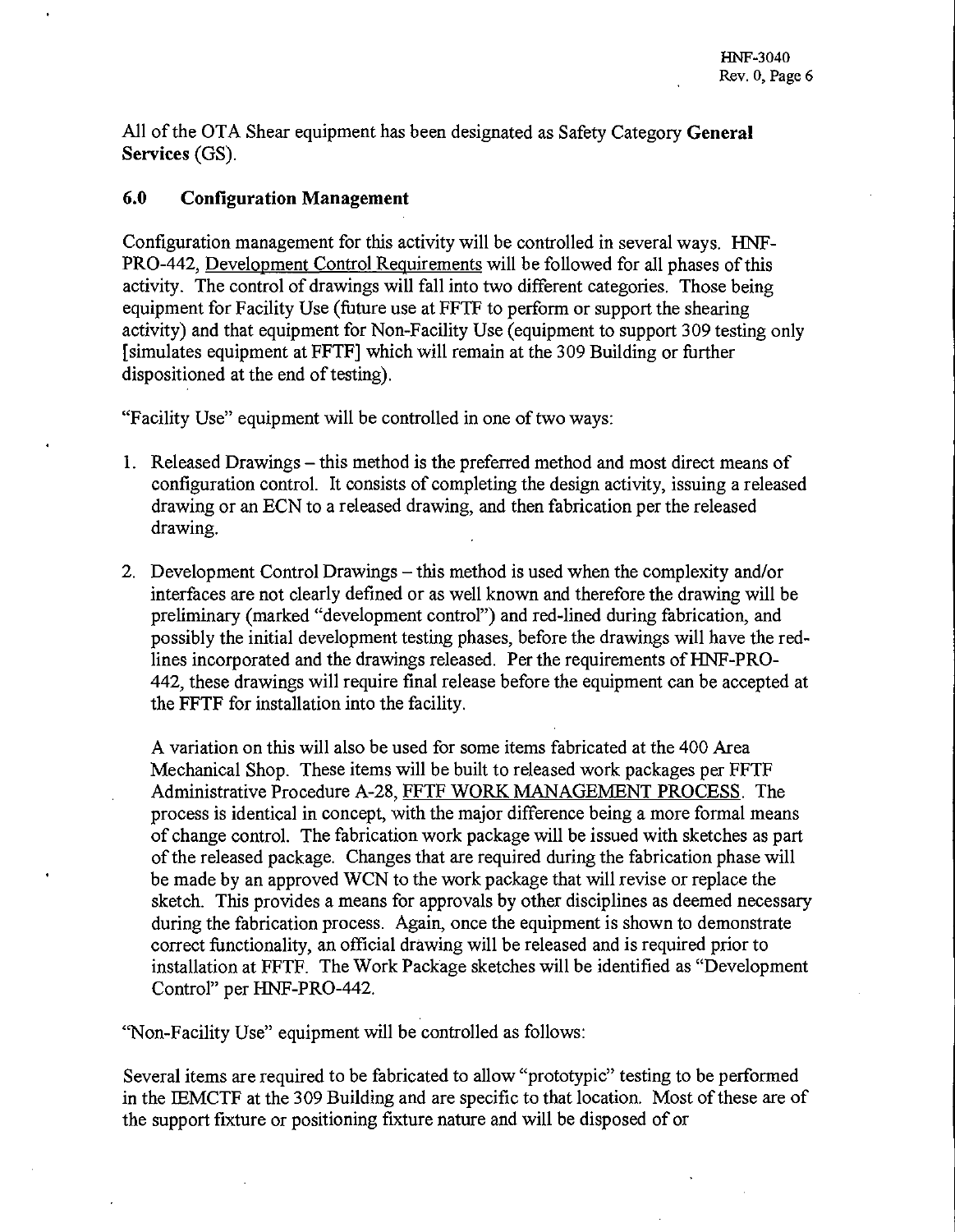All of the OTA Shear equipment has been designated as Safety Category **General Services** (GS).

## 6.0 Configuration Management

Configuration management for this activity will be controlled in several ways. HNF-PRO-442, Development Control Requirements will be followed for all phases of this activity. The control of drawings will fall into two different categories. Those being equipment for Facility Use (future use at FFTF to perform or support the shearing activity) and that equipment for Non-Facility Use (equipment to support 309 testing only [simulates equipment at FFTF] which will remain at the 309 Building or further dispositioned at the end of testing).

"Facility Use" equipment will be controlled in one of two ways:

1. Released Drawings – this method is the preferred method and most direct means of configuration control. It consists of completing the design activity, issuing a released drawing or an ECN to a released drawing, and then fabrication per the released drawing.

2. Development Control Drawings – this method is used when the complexity and/or interfaces are not clearly defined or as well known and therefore the drawing will be preliminary (marked "development control") and red-lined during fabrication, and possibly the initial development testing phases, before the drawings will have the red-lines incorporated and the drawings released. Per the requirements of HNF-PRO-442, these drawings will require final release before the equipment can be accepted at the FFTF for installation into the facility.

   A variation on this will also be used for some items fabricated at the 400 Area Mechanical Shop. These items will be built to released work packages per FFTF Administrative Procedure A-28, FFTF WORK MANAGEMENT PROCESS. The process is identical in concept, with the major difference being a more formal means of change control. The fabrication work package will be issued with sketches as part of the released package. Changes that are required during the fabrication phase will be made by an approved WCN to the work package that will revise or replace the sketch. This provides a means for approvals by other disciplines as deemed necessary during the fabrication process. Again, once the equipment is shown to demonstrate correct functionality, an official drawing will be released and is required prior to installation at FFTF. The Work Package sketches will be identified as "Development Control" per HNF-PRO-442.

"Non-Facility Use" equipment will be controlled as follows:

Several items are required to be fabricated to allow "prototypic" testing to be performed in the IEMCTF at the 309 Building and are specific to that location. Most of these are of the support fixture or positioning fixture nature and will be disposed of or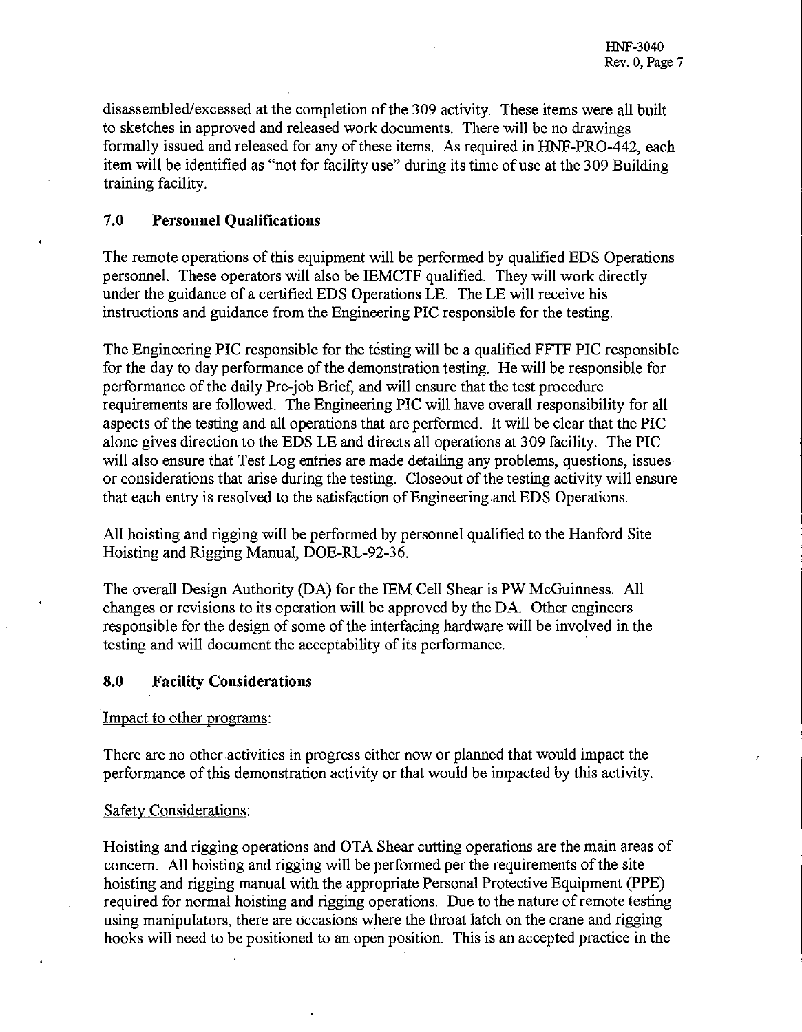disassembled/excessed at the completion of the 309 activity. These items were all built to sketches in approved and released work documents. There will be no drawings formally issued and released for any of these items. As required in HNF-PRO-442, each item will be identified as "not for facility use" during its time of use at the 309 Building training facility.

## 7.0 Personnel Qualifications

The remote operations of this equipment will be performed by qualified EDS Operations personnel. These operators will also be IEMCTF qualified. They will work directly under the guidance of a certified EDS Operations LE. The LE will receive his instructions and guidance from the Engineering PIC responsible for the testing.

The Engineering PIC responsible for the testing will be a qualified FFTF PIC responsible for the day to day performance of the demonstration testing. He will be responsible for performance of the daily Pre-job Brief, and will ensure that the test procedure requirements are followed. The Engineering PIC will have overall responsibility for all aspects of the testing and all operations that are performed. It will be clear that the PIC alone gives direction to the EDS LE and directs all operations at 309 facility. The PIC will also ensure that Test Log entries are made detailing any problems, questions, issues or considerations that arise during the testing. Closeout of the testing activity will ensure that each entry is resolved to the satisfaction of Engineering and EDS Operations.

All hoisting and rigging will be performed by personnel qualified to the Hanford Site Hoisting and Rigging Manual, DOE-RL-92-36.

The overall Design Authority (DA) for the IEM Cell Shear is PW McGuinness. All changes or revisions to its operation will be approved by the DA. Other engineers responsible for the design of some of the interfacing hardware will be involved in the testing and will document the acceptability of its performance.

## 8.0 Facility Considerations

Impact to other programs:

There are no other activities in progress either now or planned that would impact the performance of this demonstration activity or that would be impacted by this activity.

Safety Considerations:

Hoisting and rigging operations and OTA Shear cutting operations are the main areas of concern. All hoisting and rigging will be performed per the requirements of the site hoisting and rigging manual with the appropriate Personal Protective Equipment (PPE) required for normal hoisting and rigging operations. Due to the nature of remote testing using manipulators, there are occasions where the throat latch on the crane and rigging hooks will need to be positioned to an open position. This is an accepted practice in the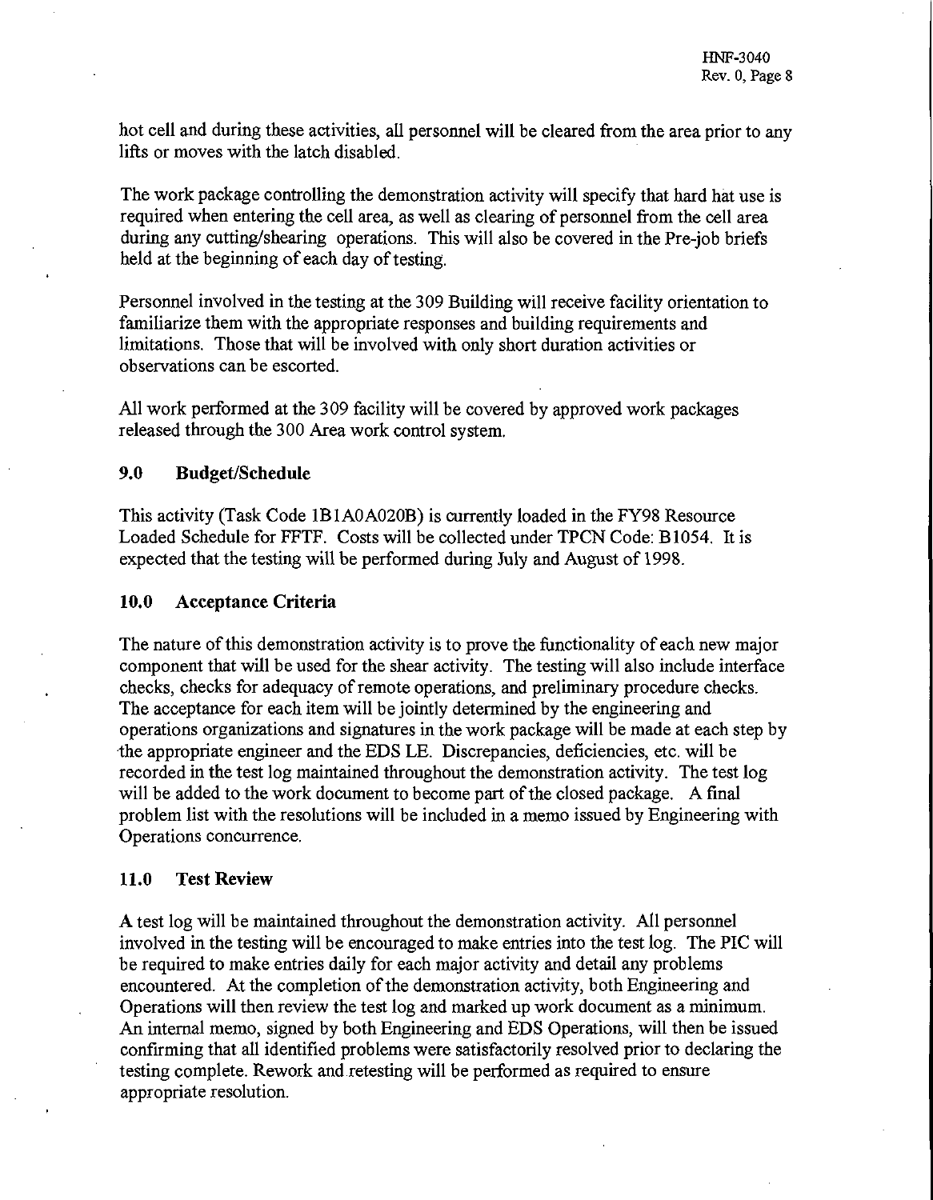hot cell and during these activities, all personnel will be cleared from the area prior to any lifts or moves with the latch disabled.

The work package controlling the demonstration activity will specify that hard hat use is required when entering the cell area, as well as clearing of personnel from the cell area during any cutting/shearing operations. This will also be covered in the Pre-job briefs held at the beginning of each day of testing.

Personnel involved in the testing at the 309 Building will receive facility orientation to familiarize them with the appropriate responses and building requirements and limitations. Those that will be involved with only short duration activities or observations can be escorted.

All work performed at the 309 facility will be covered by approved work packages released through the 300 Area work control system.

## 9.0 Budget/Schedule

This activity (Task Code 1B1A0A020B) is currently loaded in the FY98 Resource Loaded Schedule for FFTF. Costs will be collected under TPCN Code: B1054. It is expected that the testing will be performed during July and August of 1998.

## 10.0 Acceptance Criteria

The nature of this demonstration activity is to prove the functionality of each new major component that will be used for the shear activity. The testing will also include interface checks, checks for adequacy of remote operations, and preliminary procedure checks. The acceptance for each item will be jointly determined by the engineering and operations organizations and signatures in the work package will be made at each step by the appropriate engineer and the EDS LE. Discrepancies, deficiencies, etc. will be recorded in the test log maintained throughout the demonstration activity. The test log will be added to the work document to become part of the closed package. A final problem list with the resolutions will be included in a memo issued by Engineering with Operations concurrence.

## 11.0 Test Review

A test log will be maintained throughout the demonstration activity. All personnel involved in the testing will be encouraged to make entries into the test log. The PIC will be required to make entries daily for each major activity and detail any problems encountered. At the completion of the demonstration activity, both Engineering and Operations will then review the test log and marked up work document as a minimum. An internal memo, signed by both Engineering and EDS Operations, will then be issued confirming that all identified problems were satisfactorily resolved prior to declaring the testing complete. Rework and retesting will be performed as required to ensure appropriate resolution.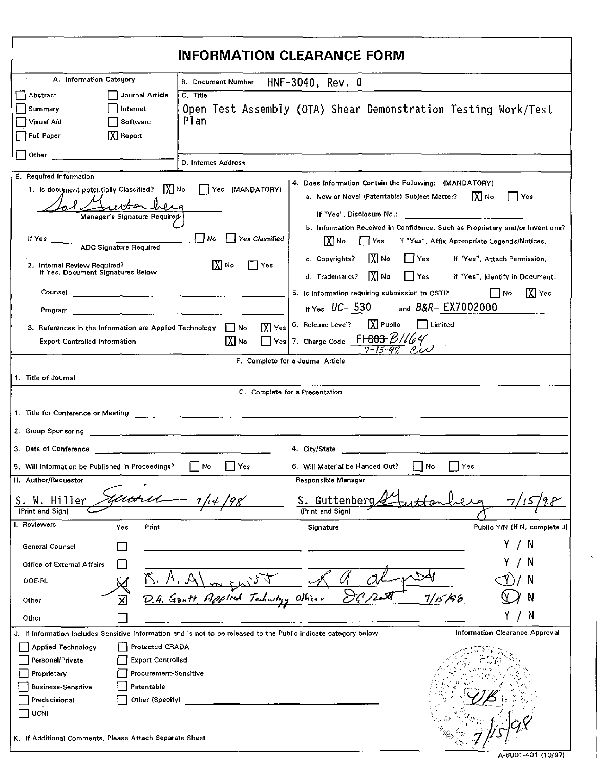# INFORMATION CLEARANCE FORM

| | |
|---|---|
| **A. Information Category** | **B. Document Number** HNF-3040, Rev. 0 |
| [ ] Abstract [ ] Journal Article<br>[ ] Summary [ ] Internet<br>[ ] Visual Aid [ ] Software<br>[ ] Full Paper [X] Report<br>[ ] Other | **C. Title**<br>Open Test Assembly (OTA) Shear Demonstration Testing Work/Test Plan |
| | **D. Internet Address** |

**E. Required Information**

1. Is document potentially Classified? [X] No [ ] Yes (MANDATORY)

   Sol Guttenberg
   Manager's Signature Required

   If Yes ______ ADC Signature Required [ ] No [ ] Yes Classified

2. Internal Review Required? [X] No [ ] Yes
   If Yes, Document Signatures Below

   Counsel ______

   Program ______

3. References in the Information are Applied Technology [ ] No [X] Yes

   Export Controlled Information [X] No [ ] Yes

4. Does Information Contain the Following: (MANDATORY)

   a. New or Novel (Patentable) Subject Matter? [X] No [ ] Yes

      If "Yes", Disclosure No.: ______

   b. Information Received in Confidence, Such as Proprietary and/or Inventions?

      [X] No [ ] Yes If "Yes", Affix Appropriate Legends/Notices.

   c. Copyrights? [X] No [ ] Yes If "Yes", Attach Permission.

   d. Trademarks? [X] No [ ] Yes If "Yes", Identify in Document.

5. Is Information requiring submission to OSTI? [ ] No [X] Yes

   If Yes UC- 530 and B&R- EX7002000

6. Release Level? [X] Public [ ] Limited

7. Charge Code ~~FL803~~ B1164 7-15-98 CW

**F. Complete for a Journal Article**

1. Title of Journal ______

**G. Complete for a Presentation**

1. Title for Conference or Meeting ______
2. Group Sponsoring ______
3. Date of Conference ______ 4. City/State ______
5. Will Information be Published in Proceedings? [ ] No [ ] Yes 6. Will Material be Handed Out? [ ] No [ ] Yes

| **H. Author/Requestor** | **Responsible Manager** |
|---|---|
| S. W. Hiller *(signature)* 7/14/98<br>(Print and Sign) | S. Guttenberg *(signature)* 7/15/98<br>(Print and Sign) |

**I. Reviewers**

| | Yes | Print | Signature | Public Y/N (If N, complete J) |
|---|---|---|---|---|
| General Counsel | [ ] | | | Y / N |
| Office of External Affairs | [ ] | | | Y / N |
| DOE-RL | [X] | R. A. Almquist | *(signature)* | (Y) / N |
| Other | [X] | D.A. Gantt, Applied Technology Officer | *(signature)* 7/15/98 | (Y) / N |
| Other | [ ] | | | Y / N |

**J. If Information Includes Sensitive Information and is not to be released to the Public indicate category below.**

[ ] Applied Technology [ ] Protected CRADA
[ ] Personal/Private [ ] Export Controlled
[ ] Proprietary [ ] Procurement-Sensitive
[ ] Business-Sensitive [ ] Patentable
[ ] Predecisional [ ] Other (Specify) ______
[ ] UCNI

**Information Clearance Approval**

*(stamp)* 7/15/98

**K. If Additional Comments, Please Attach Separate Sheet**

A-6001-401 (10/97)